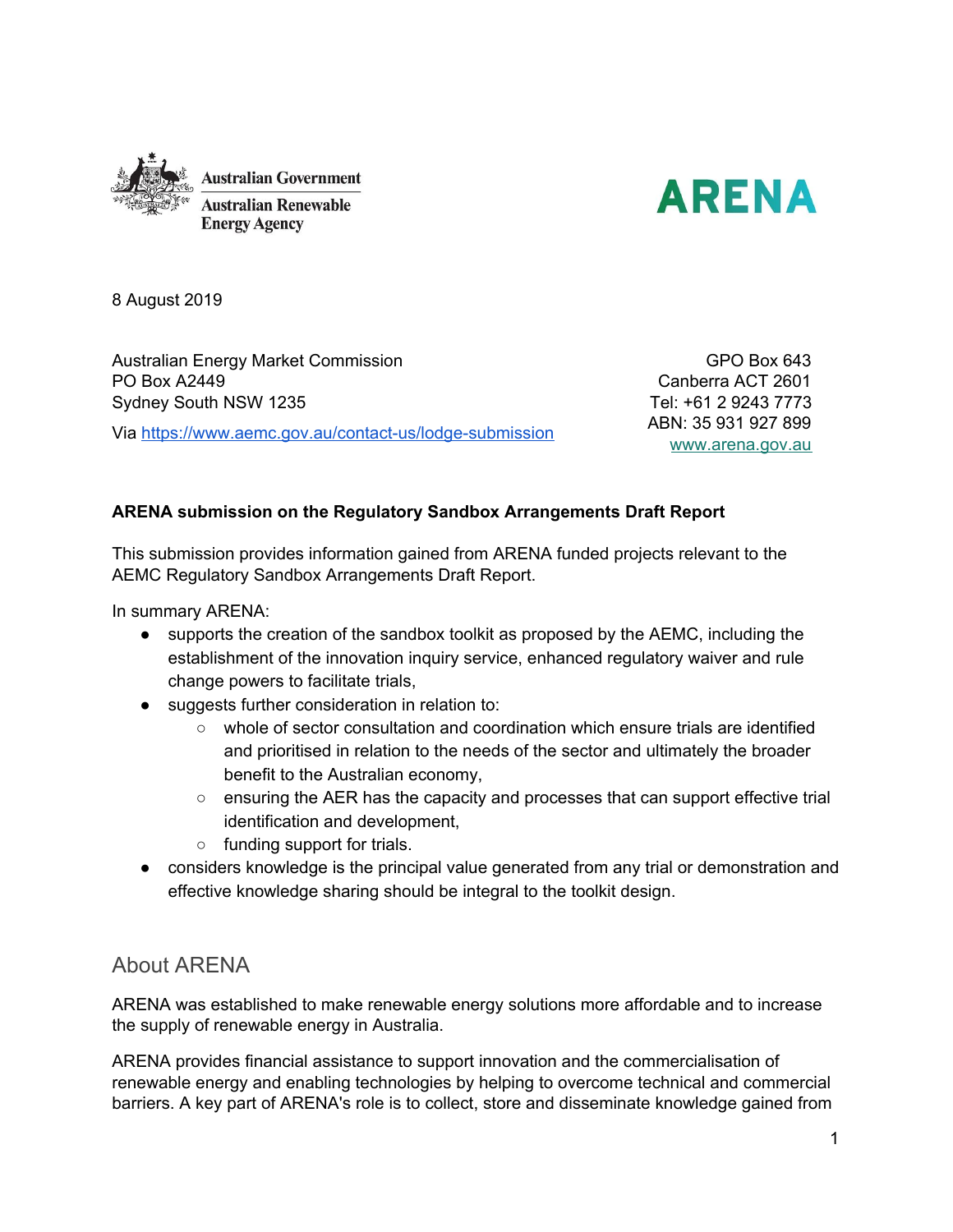Australian Government
Australian Renewable Energy Agency

ARENA

8 August 2019

Australian Energy Market Commission
PO Box A2449
Sydney South NSW 1235

Via https://www.aemc.gov.au/contact-us/lodge-submission

GPO Box 643
Canberra ACT 2601
Tel: +61 2 9243 7773
ABN: 35 931 927 899
www.arena.gov.au

**ARENA submission on the Regulatory Sandbox Arrangements Draft Report**

This submission provides information gained from ARENA funded projects relevant to the AEMC Regulatory Sandbox Arrangements Draft Report.

In summary ARENA:

- supports the creation of the sandbox toolkit as proposed by the AEMC, including the establishment of the innovation inquiry service, enhanced regulatory waiver and rule change powers to facilitate trials,
- suggests further consideration in relation to:
  - whole of sector consultation and coordination which ensure trials are identified and prioritised in relation to the needs of the sector and ultimately the broader benefit to the Australian economy,
  - ensuring the AER has the capacity and processes that can support effective trial identification and development,
  - funding support for trials.
- considers knowledge is the principal value generated from any trial or demonstration and effective knowledge sharing should be integral to the toolkit design.

## About ARENA

ARENA was established to make renewable energy solutions more affordable and to increase the supply of renewable energy in Australia.

ARENA provides financial assistance to support innovation and the commercialisation of renewable energy and enabling technologies by helping to overcome technical and commercial barriers. A key part of ARENA's role is to collect, store and disseminate knowledge gained from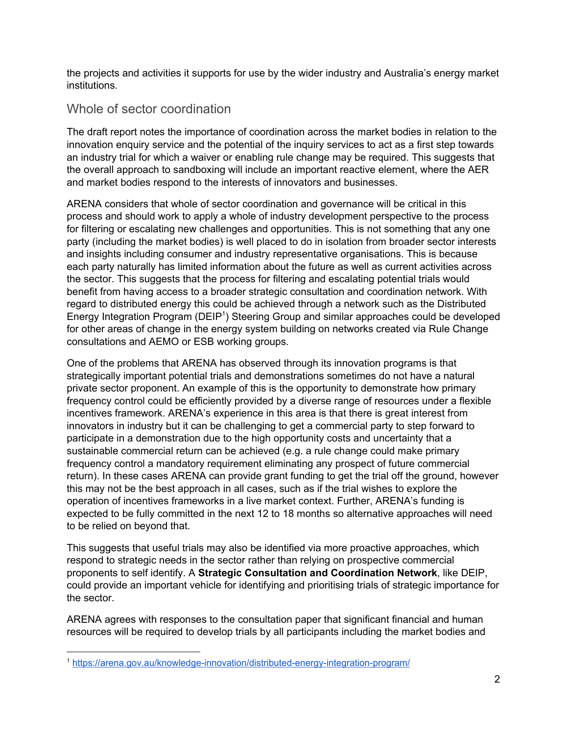the projects and activities it supports for use by the wider industry and Australia's energy market institutions.

## Whole of sector coordination

The draft report notes the importance of coordination across the market bodies in relation to the innovation enquiry service and the potential of the inquiry services to act as a first step towards an industry trial for which a waiver or enabling rule change may be required. This suggests that the overall approach to sandboxing will include an important reactive element, where the AER and market bodies respond to the interests of innovators and businesses.

ARENA considers that whole of sector coordination and governance will be critical in this process and should work to apply a whole of industry development perspective to the process for filtering or escalating new challenges and opportunities. This is not something that any one party (including the market bodies) is well placed to do in isolation from broader sector interests and insights including consumer and industry representative organisations. This is because each party naturally has limited information about the future as well as current activities across the sector. This suggests that the process for filtering and escalating potential trials would benefit from having access to a broader strategic consultation and coordination network. With regard to distributed energy this could be achieved through a network such as the Distributed Energy Integration Program (DEIP[1]) Steering Group and similar approaches could be developed for other areas of change in the energy system building on networks created via Rule Change consultations and AEMO or ESB working groups.

One of the problems that ARENA has observed through its innovation programs is that strategically important potential trials and demonstrations sometimes do not have a natural private sector proponent. An example of this is the opportunity to demonstrate how primary frequency control could be efficiently provided by a diverse range of resources under a flexible incentives framework. ARENA's experience in this area is that there is great interest from innovators in industry but it can be challenging to get a commercial party to step forward to participate in a demonstration due to the high opportunity costs and uncertainty that a sustainable commercial return can be achieved (e.g. a rule change could make primary frequency control a mandatory requirement eliminating any prospect of future commercial return). In these cases ARENA can provide grant funding to get the trial off the ground, however this may not be the best approach in all cases, such as if the trial wishes to explore the operation of incentives frameworks in a live market context. Further, ARENA's funding is expected to be fully committed in the next 12 to 18 months so alternative approaches will need to be relied on beyond that.

This suggests that useful trials may also be identified via more proactive approaches, which respond to strategic needs in the sector rather than relying on prospective commercial proponents to self identify. A **Strategic Consultation and Coordination Network**, like DEIP, could provide an important vehicle for identifying and prioritising trials of strategic importance for the sector.

ARENA agrees with responses to the consultation paper that significant financial and human resources will be required to develop trials by all participants including the market bodies and

[1] https://arena.gov.au/knowledge-innovation/distributed-energy-integration-program/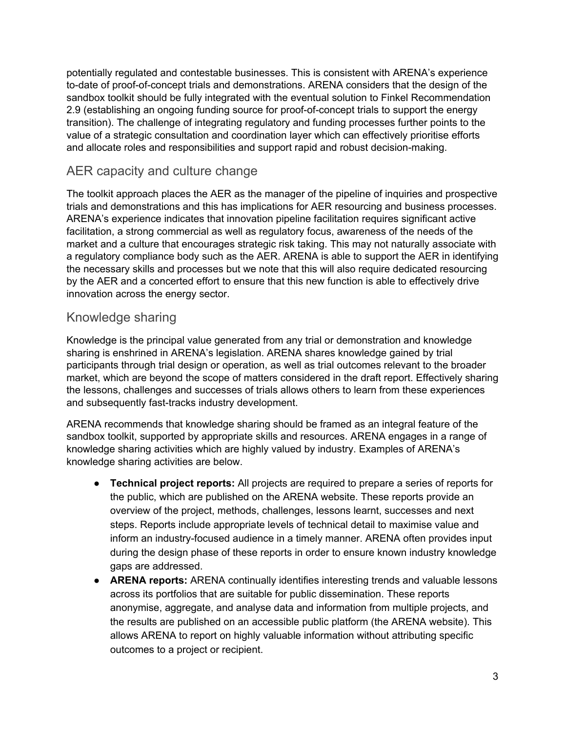potentially regulated and contestable businesses. This is consistent with ARENA's experience to-date of proof-of-concept trials and demonstrations. ARENA considers that the design of the sandbox toolkit should be fully integrated with the eventual solution to Finkel Recommendation 2.9 (establishing an ongoing funding source for proof-of-concept trials to support the energy transition). The challenge of integrating regulatory and funding processes further points to the value of a strategic consultation and coordination layer which can effectively prioritise efforts and allocate roles and responsibilities and support rapid and robust decision-making.

## AER capacity and culture change

The toolkit approach places the AER as the manager of the pipeline of inquiries and prospective trials and demonstrations and this has implications for AER resourcing and business processes. ARENA's experience indicates that innovation pipeline facilitation requires significant active facilitation, a strong commercial as well as regulatory focus, awareness of the needs of the market and a culture that encourages strategic risk taking. This may not naturally associate with a regulatory compliance body such as the AER. ARENA is able to support the AER in identifying the necessary skills and processes but we note that this will also require dedicated resourcing by the AER and a concerted effort to ensure that this new function is able to effectively drive innovation across the energy sector.

## Knowledge sharing

Knowledge is the principal value generated from any trial or demonstration and knowledge sharing is enshrined in ARENA's legislation. ARENA shares knowledge gained by trial participants through trial design or operation, as well as trial outcomes relevant to the broader market, which are beyond the scope of matters considered in the draft report. Effectively sharing the lessons, challenges and successes of trials allows others to learn from these experiences and subsequently fast-tracks industry development.

ARENA recommends that knowledge sharing should be framed as an integral feature of the sandbox toolkit, supported by appropriate skills and resources. ARENA engages in a range of knowledge sharing activities which are highly valued by industry. Examples of ARENA's knowledge sharing activities are below.

- **Technical project reports:** All projects are required to prepare a series of reports for the public, which are published on the ARENA website. These reports provide an overview of the project, methods, challenges, lessons learnt, successes and next steps. Reports include appropriate levels of technical detail to maximise value and inform an industry-focused audience in a timely manner. ARENA often provides input during the design phase of these reports in order to ensure known industry knowledge gaps are addressed.
- **ARENA reports:** ARENA continually identifies interesting trends and valuable lessons across its portfolios that are suitable for public dissemination. These reports anonymise, aggregate, and analyse data and information from multiple projects, and the results are published on an accessible public platform (the ARENA website). This allows ARENA to report on highly valuable information without attributing specific outcomes to a project or recipient.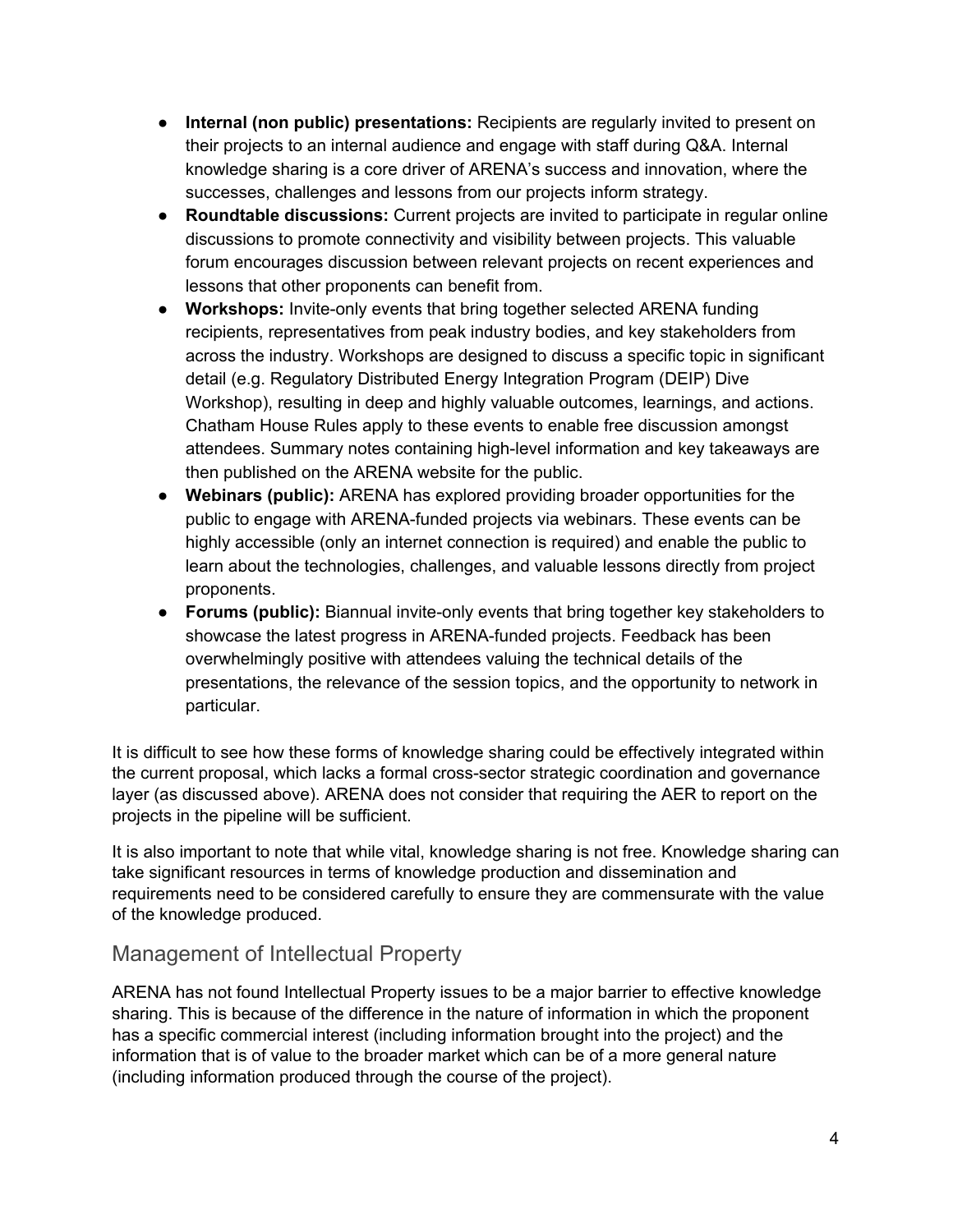- **Internal (non public) presentations:** Recipients are regularly invited to present on their projects to an internal audience and engage with staff during Q&A. Internal knowledge sharing is a core driver of ARENA's success and innovation, where the successes, challenges and lessons from our projects inform strategy.
- **Roundtable discussions:** Current projects are invited to participate in regular online discussions to promote connectivity and visibility between projects. This valuable forum encourages discussion between relevant projects on recent experiences and lessons that other proponents can benefit from.
- **Workshops:** Invite-only events that bring together selected ARENA funding recipients, representatives from peak industry bodies, and key stakeholders from across the industry. Workshops are designed to discuss a specific topic in significant detail (e.g. Regulatory Distributed Energy Integration Program (DEIP) Dive Workshop), resulting in deep and highly valuable outcomes, learnings, and actions. Chatham House Rules apply to these events to enable free discussion amongst attendees. Summary notes containing high-level information and key takeaways are then published on the ARENA website for the public.
- **Webinars (public):** ARENA has explored providing broader opportunities for the public to engage with ARENA-funded projects via webinars. These events can be highly accessible (only an internet connection is required) and enable the public to learn about the technologies, challenges, and valuable lessons directly from project proponents.
- **Forums (public):** Biannual invite-only events that bring together key stakeholders to showcase the latest progress in ARENA-funded projects. Feedback has been overwhelmingly positive with attendees valuing the technical details of the presentations, the relevance of the session topics, and the opportunity to network in particular.

It is difficult to see how these forms of knowledge sharing could be effectively integrated within the current proposal, which lacks a formal cross-sector strategic coordination and governance layer (as discussed above). ARENA does not consider that requiring the AER to report on the projects in the pipeline will be sufficient.

It is also important to note that while vital, knowledge sharing is not free. Knowledge sharing can take significant resources in terms of knowledge production and dissemination and requirements need to be considered carefully to ensure they are commensurate with the value of the knowledge produced.

## Management of Intellectual Property

ARENA has not found Intellectual Property issues to be a major barrier to effective knowledge sharing. This is because of the difference in the nature of information in which the proponent has a specific commercial interest (including information brought into the project) and the information that is of value to the broader market which can be of a more general nature (including information produced through the course of the project).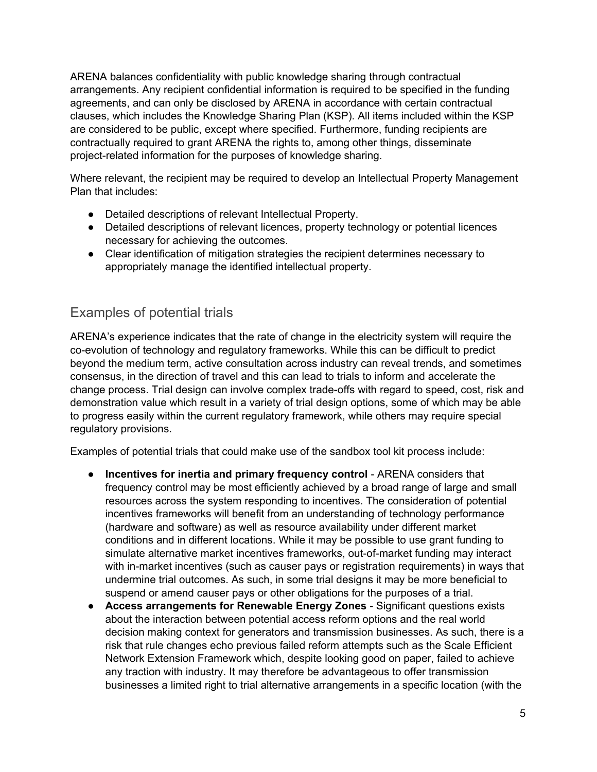ARENA balances confidentiality with public knowledge sharing through contractual arrangements. Any recipient confidential information is required to be specified in the funding agreements, and can only be disclosed by ARENA in accordance with certain contractual clauses, which includes the Knowledge Sharing Plan (KSP). All items included within the KSP are considered to be public, except where specified. Furthermore, funding recipients are contractually required to grant ARENA the rights to, among other things, disseminate project-related information for the purposes of knowledge sharing.

Where relevant, the recipient may be required to develop an Intellectual Property Management Plan that includes:

- Detailed descriptions of relevant Intellectual Property.
- Detailed descriptions of relevant licences, property technology or potential licences necessary for achieving the outcomes.
- Clear identification of mitigation strategies the recipient determines necessary to appropriately manage the identified intellectual property.

## Examples of potential trials

ARENA's experience indicates that the rate of change in the electricity system will require the co-evolution of technology and regulatory frameworks. While this can be difficult to predict beyond the medium term, active consultation across industry can reveal trends, and sometimes consensus, in the direction of travel and this can lead to trials to inform and accelerate the change process. Trial design can involve complex trade-offs with regard to speed, cost, risk and demonstration value which result in a variety of trial design options, some of which may be able to progress easily within the current regulatory framework, while others may require special regulatory provisions.

Examples of potential trials that could make use of the sandbox tool kit process include:

- **Incentives for inertia and primary frequency control** - ARENA considers that frequency control may be most efficiently achieved by a broad range of large and small resources across the system responding to incentives. The consideration of potential incentives frameworks will benefit from an understanding of technology performance (hardware and software) as well as resource availability under different market conditions and in different locations. While it may be possible to use grant funding to simulate alternative market incentives frameworks, out-of-market funding may interact with in-market incentives (such as causer pays or registration requirements) in ways that undermine trial outcomes. As such, in some trial designs it may be more beneficial to suspend or amend causer pays or other obligations for the purposes of a trial.
- **Access arrangements for Renewable Energy Zones** - Significant questions exists about the interaction between potential access reform options and the real world decision making context for generators and transmission businesses. As such, there is a risk that rule changes echo previous failed reform attempts such as the Scale Efficient Network Extension Framework which, despite looking good on paper, failed to achieve any traction with industry. It may therefore be advantageous to offer transmission businesses a limited right to trial alternative arrangements in a specific location (with the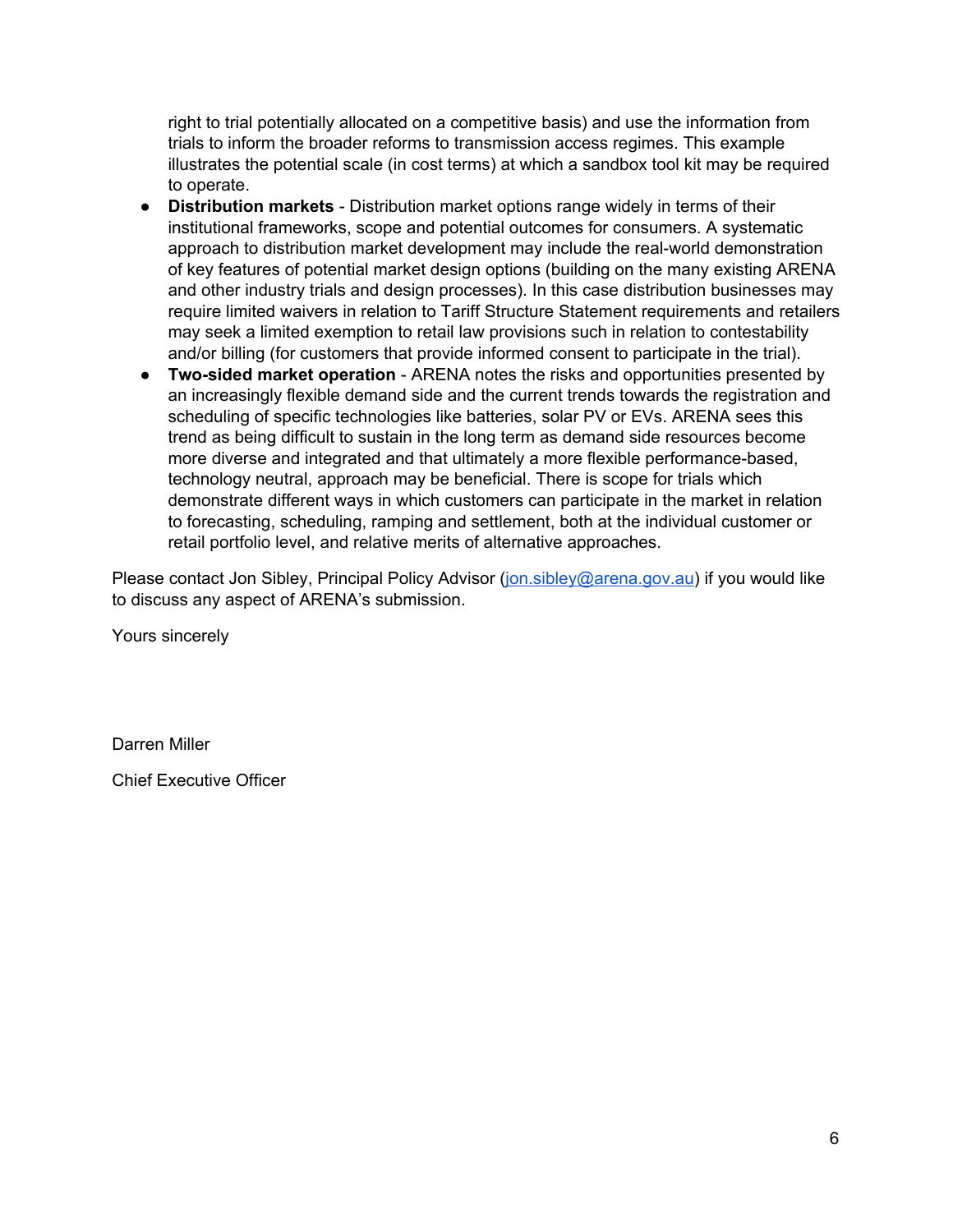right to trial potentially allocated on a competitive basis) and use the information from trials to inform the broader reforms to transmission access regimes. This example illustrates the potential scale (in cost terms) at which a sandbox tool kit may be required to operate.

- **Distribution markets** - Distribution market options range widely in terms of their institutional frameworks, scope and potential outcomes for consumers. A systematic approach to distribution market development may include the real-world demonstration of key features of potential market design options (building on the many existing ARENA and other industry trials and design processes). In this case distribution businesses may require limited waivers in relation to Tariff Structure Statement requirements and retailers may seek a limited exemption to retail law provisions such in relation to contestability and/or billing (for customers that provide informed consent to participate in the trial).
- **Two-sided market operation** - ARENA notes the risks and opportunities presented by an increasingly flexible demand side and the current trends towards the registration and scheduling of specific technologies like batteries, solar PV or EVs. ARENA sees this trend as being difficult to sustain in the long term as demand side resources become more diverse and integrated and that ultimately a more flexible performance-based, technology neutral, approach may be beneficial. There is scope for trials which demonstrate different ways in which customers can participate in the market in relation to forecasting, scheduling, ramping and settlement, both at the individual customer or retail portfolio level, and relative merits of alternative approaches.

Please contact Jon Sibley, Principal Policy Advisor (jon.sibley@arena.gov.au) if you would like to discuss any aspect of ARENA's submission.

Yours sincerely

Darren Miller

Chief Executive Officer